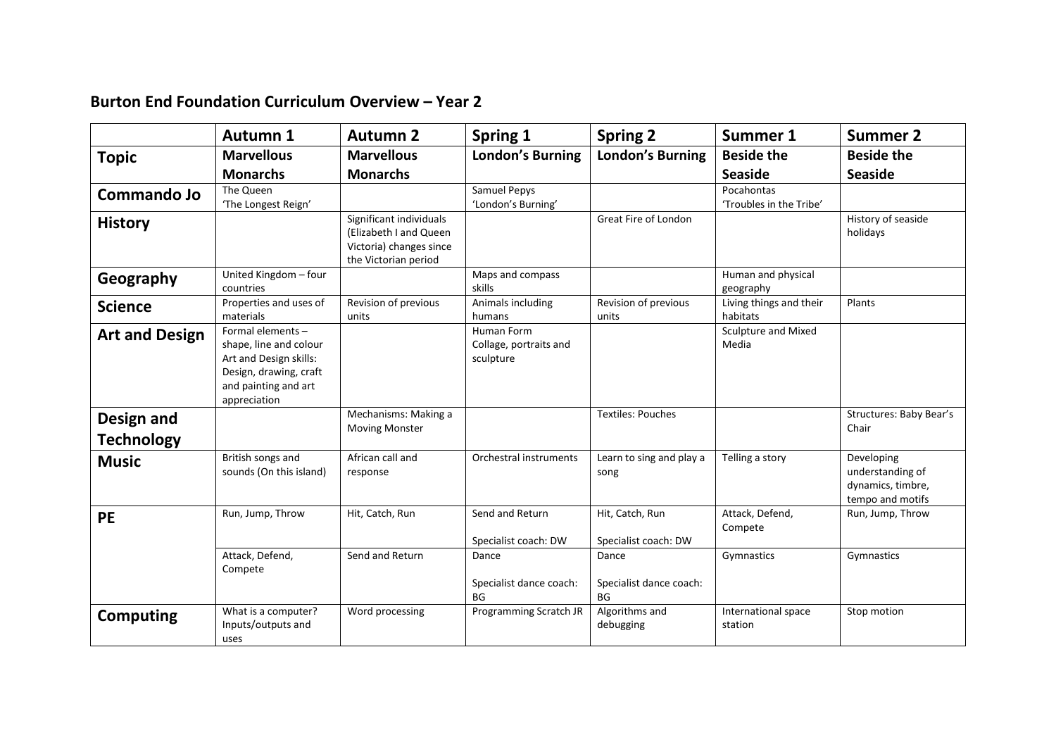## Burton End Foundation Curriculum Overview – Year 2

| | Autumn 1 | Autumn 2 | Spring 1 | Spring 2 | Summer 1 | Summer 2 |
|---|---|---|---|---|---|---|
| **Topic** | **Marvellous Monarchs** | **Marvellous Monarchs** | **London's Burning** | **London's Burning** | **Beside the Seaside** | **Beside the Seaside** |
| **Commando Jo** | The Queen 'The Longest Reign' | | Samuel Pepys 'London's Burning' | | Pocahontas 'Troubles in the Tribe' | |
| **History** | | Significant individuals (Elizabeth I and Queen Victoria) changes since the Victorian period | | Great Fire of London | | History of seaside holidays |
| **Geography** | United Kingdom – four countries | | Maps and compass skills | | Human and physical geography | |
| **Science** | Properties and uses of materials | Revision of previous units | Animals including humans | Revision of previous units | Living things and their habitats | Plants |
| **Art and Design** | Formal elements – shape, line and colour Art and Design skills: Design, drawing, craft and painting and art appreciation | | Human Form Collage, portraits and sculpture | | Sculpture and Mixed Media | |
| **Design and Technology** | | Mechanisms: Making a Moving Monster | | Textiles: Pouches | | Structures: Baby Bear's Chair |
| **Music** | British songs and sounds (On this island) | African call and response | Orchestral instruments | Learn to sing and play a song | Telling a story | Developing understanding of dynamics, timbre, tempo and motifs |
| **PE** | Run, Jump, Throw | Hit, Catch, Run | Send and Return<br>Specialist coach: DW | Hit, Catch, Run<br>Specialist coach: DW | Attack, Defend, Compete | Run, Jump, Throw |
| | Attack, Defend, Compete | Send and Return | Dance<br>Specialist dance coach: BG | Dance<br>Specialist dance coach: BG | Gymnastics | Gymnastics |
| **Computing** | What is a computer? Inputs/outputs and uses | Word processing | Programming Scratch JR | Algorithms and debugging | International space station | Stop motion |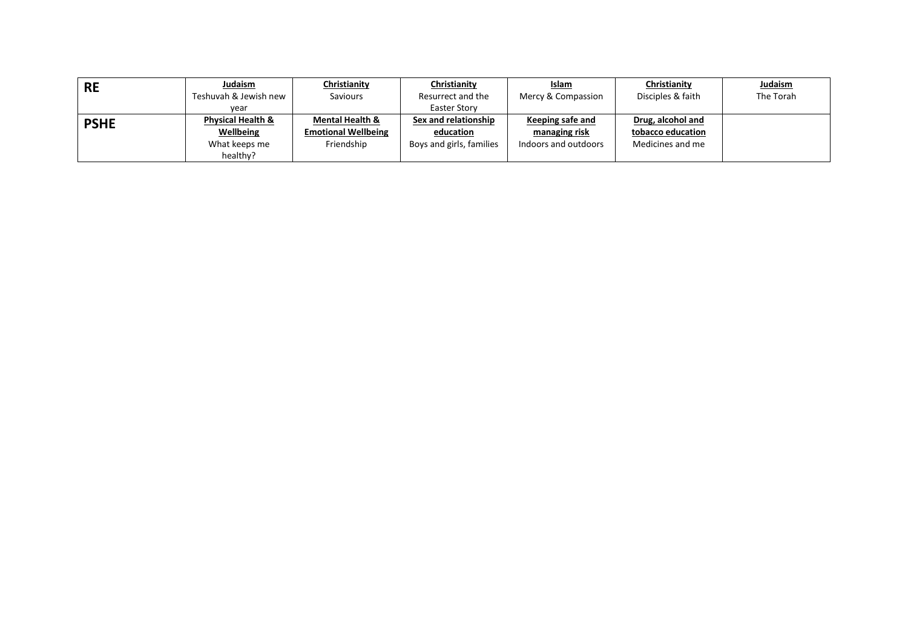| | | | | | | |
|---|---|---|---|---|---|---|
| **RE** | **Judaism** Teshuvah & Jewish new year | **Christianity** Saviours | **Christianity** Resurrect and the Easter Story | **Islam** Mercy & Compassion | **Christianity** Disciples & faith | **Judaism** The Torah |
| **PSHE** | **Physical Health & Wellbeing** What keeps me healthy? | **Mental Health & Emotional Wellbeing** Friendship | **Sex and relationship education** Boys and girls, families | **Keeping safe and managing risk** Indoors and outdoors | **Drug, alcohol and tobacco education** Medicines and me | |